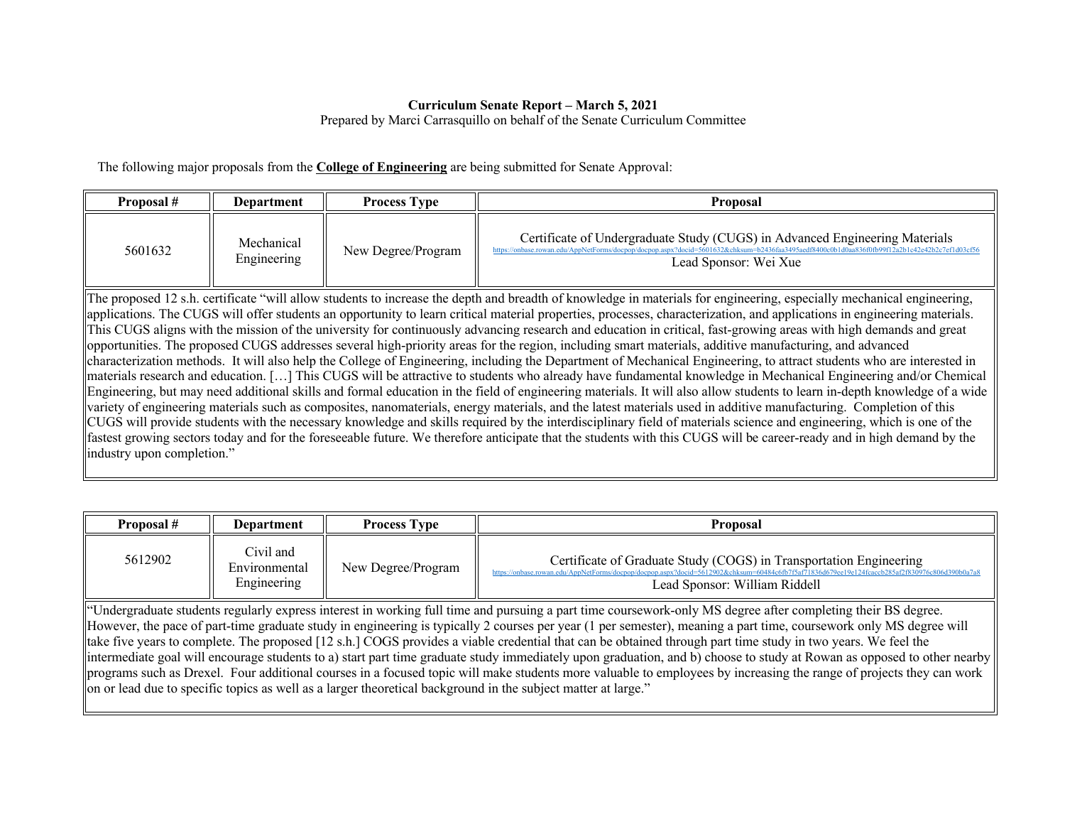**Curriculum Senate Report – March 5, 2021**
Prepared by Marci Carrasquillo on behalf of the Senate Curriculum Committee

The following major proposals from the **College of Engineering** are being submitted for Senate Approval:

| Proposal # | Department | Process Type | Proposal |
|---|---|---|---|
| 5601632 | Mechanical Engineering | New Degree/Program | Certificate of Undergraduate Study (CUGS) in Advanced Engineering Materials<br>https://onbase.rowan.edu/AppNetForms/docpop/docpop.aspx?docid=5601632&chksum=b2436faa3495aedf8400c0b1d0aa836f0fb99f12a2b1c42e42b2c7ef1d03cf56<br>Lead Sponsor: Wei Xue |

The proposed 12 s.h. certificate "will allow students to increase the depth and breadth of knowledge in materials for engineering, especially mechanical engineering, applications. The CUGS will offer students an opportunity to learn critical material properties, processes, characterization, and applications in engineering materials. This CUGS aligns with the mission of the university for continuously advancing research and education in critical, fast-growing areas with high demands and great opportunities. The proposed CUGS addresses several high-priority areas for the region, including smart materials, additive manufacturing, and advanced characterization methods. It will also help the College of Engineering, including the Department of Mechanical Engineering, to attract students who are interested in materials research and education. […] This CUGS will be attractive to students who already have fundamental knowledge in Mechanical Engineering and/or Chemical Engineering, but may need additional skills and formal education in the field of engineering materials. It will also allow students to learn in-depth knowledge of a wide variety of engineering materials such as composites, nanomaterials, energy materials, and the latest materials used in additive manufacturing. Completion of this CUGS will provide students with the necessary knowledge and skills required by the interdisciplinary field of materials science and engineering, which is one of the fastest growing sectors today and for the foreseeable future. We therefore anticipate that the students with this CUGS will be career-ready and in high demand by the industry upon completion."

| Proposal # | Department | Process Type | Proposal |
|---|---|---|---|
| 5612902 | Civil and Environmental Engineering | New Degree/Program | Certificate of Graduate Study (COGS) in Transportation Engineering<br>https://onbase.rowan.edu/AppNetForms/docpop/docpop.aspx?docid=5612902&chksum=60484c6fb7f5af71836d679ee19e124fcaecb285af2f830976c806d390b0a7a8<br>Lead Sponsor: William Riddell |

"Undergraduate students regularly express interest in working full time and pursuing a part time coursework-only MS degree after completing their BS degree. However, the pace of part-time graduate study in engineering is typically 2 courses per year (1 per semester), meaning a part time, coursework only MS degree will take five years to complete. The proposed [12 s.h.] COGS provides a viable credential that can be obtained through part time study in two years. We feel the intermediate goal will encourage students to a) start part time graduate study immediately upon graduation, and b) choose to study at Rowan as opposed to other nearby programs such as Drexel. Four additional courses in a focused topic will make students more valuable to employees by increasing the range of projects they can work on or lead due to specific topics as well as a larger theoretical background in the subject matter at large."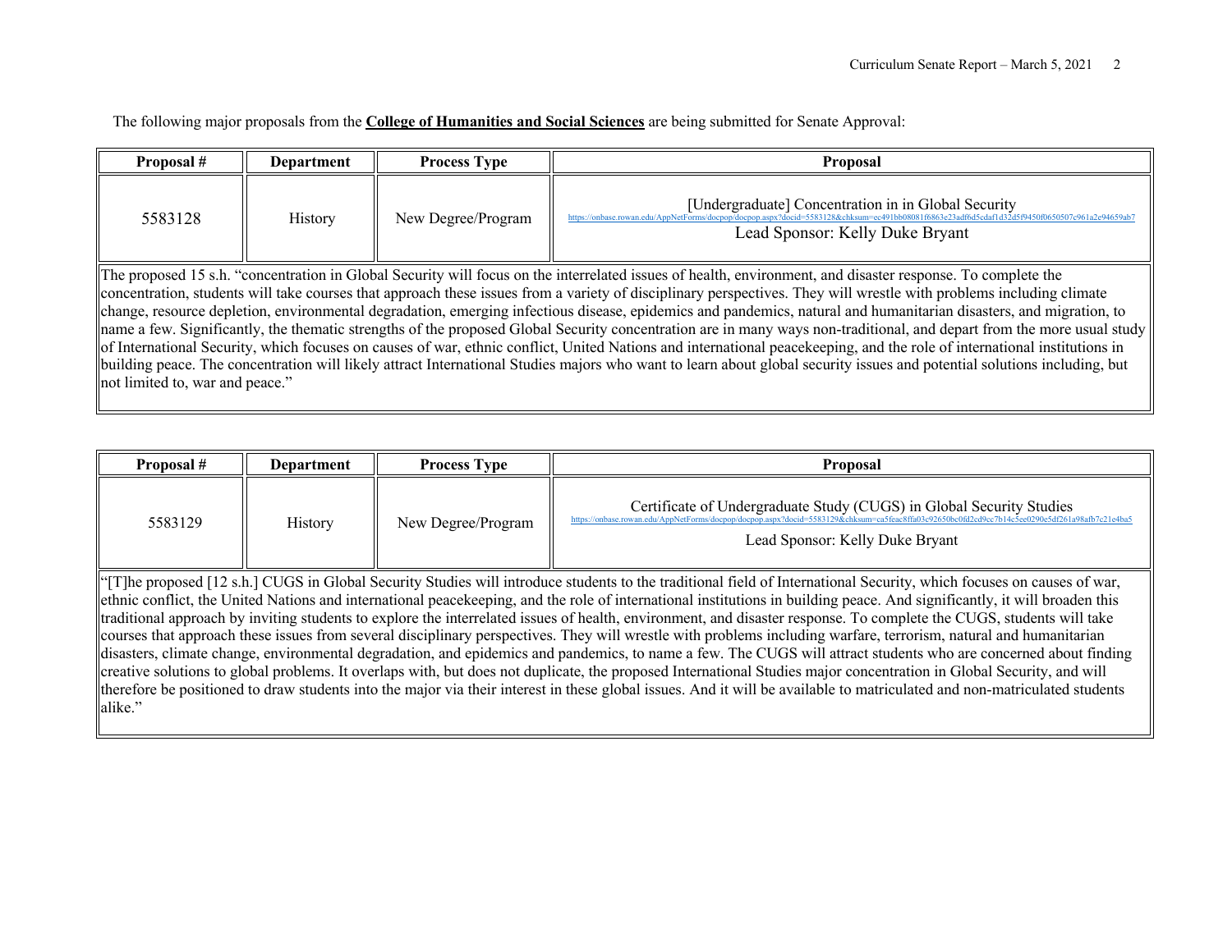The following major proposals from the **College of Humanities and Social Sciences** are being submitted for Senate Approval:

| Proposal # | Department | Process Type | Proposal |
|---|---|---|---|
| 5583128 | History | New Degree/Program | [Undergraduate] Concentration in in Global Security https://onbase.rowan.edu/AppNetForms/docpop/docpop.aspx?docid=5583128&chksum=ec491bb08081f6863e23adf6d5cdaf1d32d5f9450f0650507c961a2e94659ab7 Lead Sponsor: Kelly Duke Bryant |

The proposed 15 s.h. "concentration in Global Security will focus on the interrelated issues of health, environment, and disaster response. To complete the concentration, students will take courses that approach these issues from a variety of disciplinary perspectives. They will wrestle with problems including climate change, resource depletion, environmental degradation, emerging infectious disease, epidemics and pandemics, natural and humanitarian disasters, and migration, to name a few. Significantly, the thematic strengths of the proposed Global Security concentration are in many ways non-traditional, and depart from the more usual study of International Security, which focuses on causes of war, ethnic conflict, United Nations and international peacekeeping, and the role of international institutions in building peace. The concentration will likely attract International Studies majors who want to learn about global security issues and potential solutions including, but not limited to, war and peace."

| Proposal # | Department | Process Type | Proposal |
|---|---|---|---|
| 5583129 | History | New Degree/Program | Certificate of Undergraduate Study (CUGS) in Global Security Studies https://onbase.rowan.edu/AppNetForms/docpop/docpop.aspx?docid=5583129&chksum=ca5feac8ffa03c92650bc0fd2cd9cc7b14c5ee0290e5df261a98afb7c21e4ba5 Lead Sponsor: Kelly Duke Bryant |

"[T]he proposed [12 s.h.] CUGS in Global Security Studies will introduce students to the traditional field of International Security, which focuses on causes of war, ethnic conflict, the United Nations and international peacekeeping, and the role of international institutions in building peace. And significantly, it will broaden this traditional approach by inviting students to explore the interrelated issues of health, environment, and disaster response. To complete the CUGS, students will take courses that approach these issues from several disciplinary perspectives. They will wrestle with problems including warfare, terrorism, natural and humanitarian disasters, climate change, environmental degradation, and epidemics and pandemics, to name a few. The CUGS will attract students who are concerned about finding creative solutions to global problems. It overlaps with, but does not duplicate, the proposed International Studies major concentration in Global Security, and will therefore be positioned to draw students into the major via their interest in these global issues. And it will be available to matriculated and non-matriculated students alike."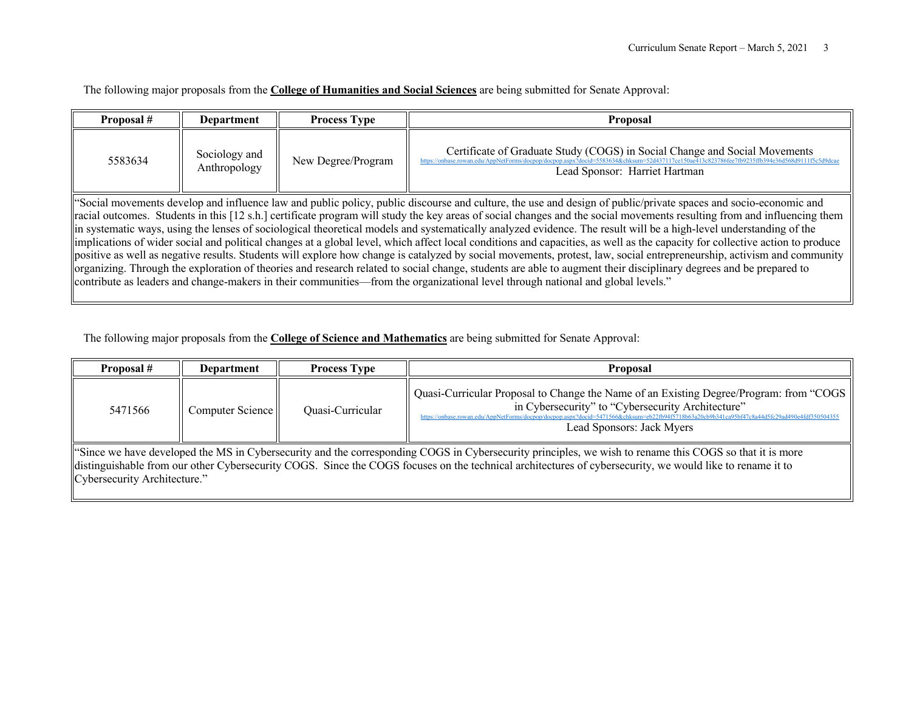The following major proposals from the **College of Humanities and Social Sciences** are being submitted for Senate Approval:

| Proposal # | Department | Process Type | Proposal |
|---|---|---|---|
| 5583634 | Sociology and Anthropology | New Degree/Program | Certificate of Graduate Study (COGS) in Social Change and Social Movements https://onbase.rowan.edu/AppNetForms/docpop/docpop.aspx?docid=5583634&chksum=52d437117ce150ae413c823786fee7fb9235ffb394e36d568d9111f5c5d9dcae Lead Sponsor: Harriet Hartman |
| "Social movements develop and influence law and public policy, public discourse and culture, the use and design of public/private spaces and socio-economic and racial outcomes. Students in this [12 s.h.] certificate program will study the key areas of social changes and the social movements resulting from and influencing them in systematic ways, using the lenses of sociological theoretical models and systematically analyzed evidence. The result will be a high-level understanding of the implications of wider social and political changes at a global level, which affect local conditions and capacities, as well as the capacity for collective action to produce positive as well as negative results. Students will explore how change is catalyzed by social movements, protest, law, social entrepreneurship, activism and community organizing. Through the exploration of theories and research related to social change, students are able to augment their disciplinary degrees and be prepared to contribute as leaders and change-makers in their communities—from the organizational level through national and global levels." | | | |

The following major proposals from the **College of Science and Mathematics** are being submitted for Senate Approval:

| Proposal # | Department | Process Type | Proposal |
|---|---|---|---|
| 5471566 | Computer Science | Quasi-Curricular | Quasi-Curricular Proposal to Change the Name of an Existing Degree/Program: from "COGS in Cybersecurity" to "Cybersecurity Architecture" https://onbase.rowan.edu/AppNetForms/docpop/docpop.aspx?docid=5471566&chksum=eb22fb94f5718b63a20cb9b341ca95bf47c8a44d5fc29ad490e4fdf350504355 Lead Sponsors: Jack Myers |
| "Since we have developed the MS in Cybersecurity and the corresponding COGS in Cybersecurity principles, we wish to rename this COGS so that it is more distinguishable from our other Cybersecurity COGS. Since the COGS focuses on the technical architectures of cybersecurity, we would like to rename it to Cybersecurity Architecture." | | | |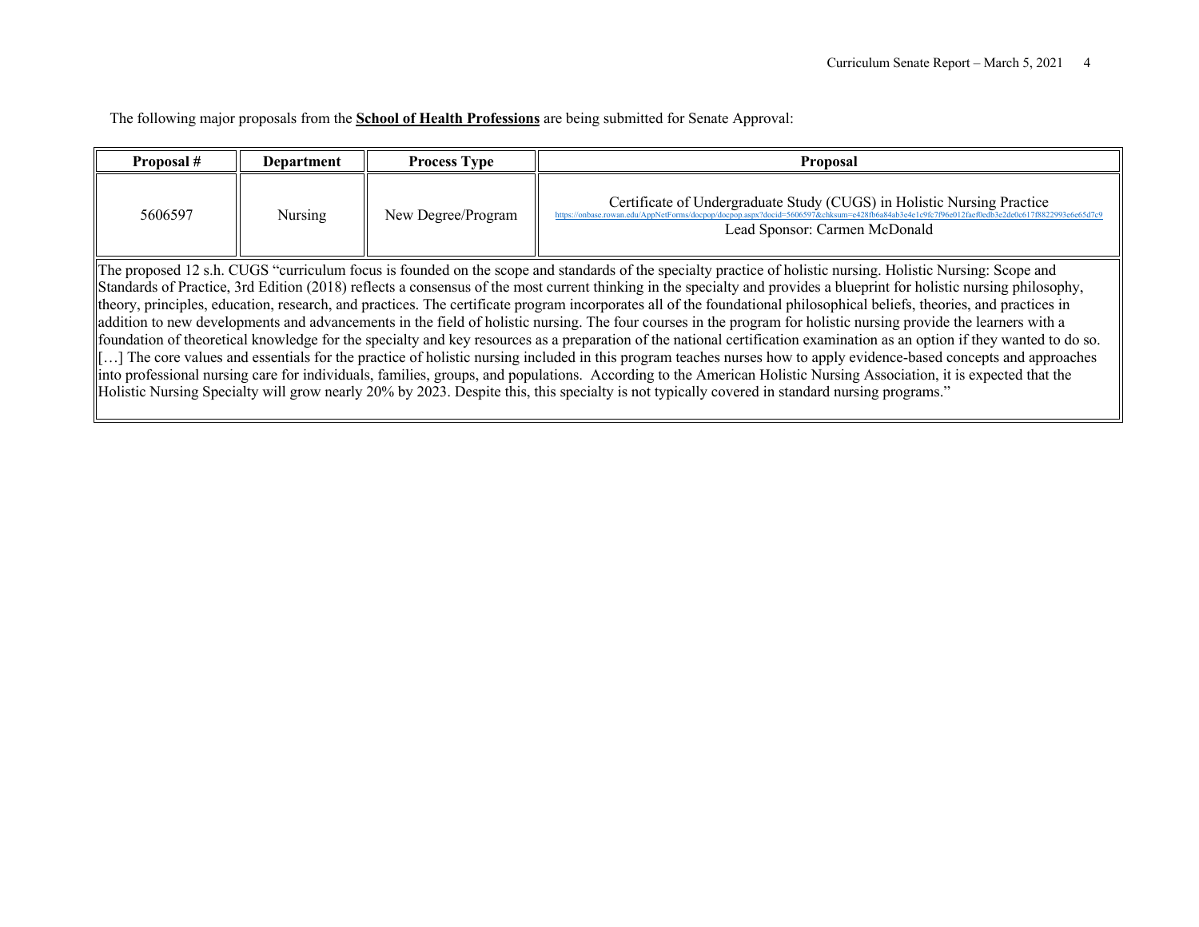The following major proposals from the **School of Health Professions** are being submitted for Senate Approval:

| Proposal # | Department | Process Type | Proposal |
|---|---|---|---|
| 5606597 | Nursing | New Degree/Program | Certificate of Undergraduate Study (CUGS) in Holistic Nursing Practice https://onbase.rowan.edu/AppNetForms/docpop/docpop.aspx?docid=5606597&chksum=e428fb6a84ab3e4e1c9fc7f96e012faef0edb3e2de0c617f8822993e6e65d7c9 Lead Sponsor: Carmen McDonald |
| The proposed 12 s.h. CUGS "curriculum focus is founded on the scope and standards of the specialty practice of holistic nursing. Holistic Nursing: Scope and Standards of Practice, 3rd Edition (2018) reflects a consensus of the most current thinking in the specialty and provides a blueprint for holistic nursing philosophy, theory, principles, education, research, and practices. The certificate program incorporates all of the foundational philosophical beliefs, theories, and practices in addition to new developments and advancements in the field of holistic nursing. The four courses in the program for holistic nursing provide the learners with a foundation of theoretical knowledge for the specialty and key resources as a preparation of the national certification examination as an option if they wanted to do so. […] The core values and essentials for the practice of holistic nursing included in this program teaches nurses how to apply evidence-based concepts and approaches into professional nursing care for individuals, families, groups, and populations. According to the American Holistic Nursing Association, it is expected that the Holistic Nursing Specialty will grow nearly 20% by 2023. Despite this, this specialty is not typically covered in standard nursing programs." | | | |